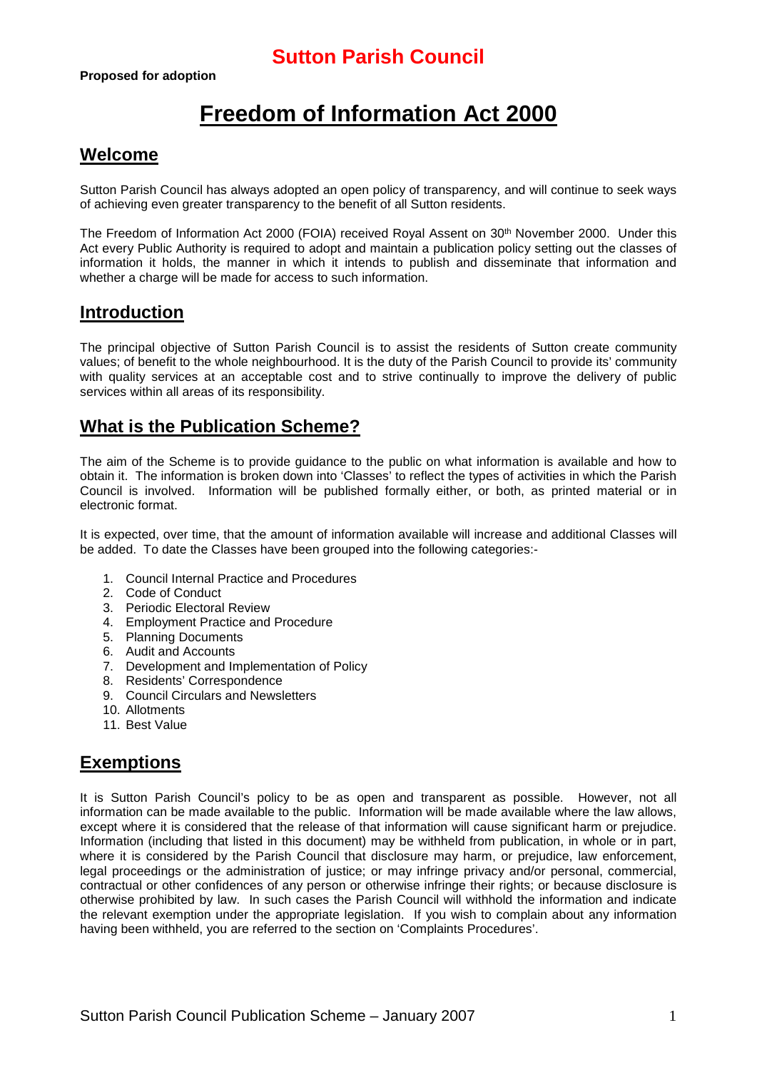# Sutton Parish Council

**Proposed for adoption**

# Freedom of Information Act 2000

## Welcome

Sutton Parish Council has always adopted an open policy of transparency, and will continue to seek ways of achieving even greater transparency to the benefit of all Sutton residents.

The Freedom of Information Act 2000 (FOIA) received Royal Assent on 30th November 2000. Under this Act every Public Authority is required to adopt and maintain a publication policy setting out the classes of information it holds, the manner in which it intends to publish and disseminate that information and whether a charge will be made for access to such information.

## Introduction

The principal objective of Sutton Parish Council is to assist the residents of Sutton create community values; of benefit to the whole neighbourhood. It is the duty of the Parish Council to provide its' community with quality services at an acceptable cost and to strive continually to improve the delivery of public services within all areas of its responsibility.

## What is the Publication Scheme?

The aim of the Scheme is to provide guidance to the public on what information is available and how to obtain it. The information is broken down into 'Classes' to reflect the types of activities in which the Parish Council is involved. Information will be published formally either, or both, as printed material or in electronic format.

It is expected, over time, that the amount of information available will increase and additional Classes will be added. To date the Classes have been grouped into the following categories:-

1. Council Internal Practice and Procedures
2. Code of Conduct
3. Periodic Electoral Review
4. Employment Practice and Procedure
5. Planning Documents
6. Audit and Accounts
7. Development and Implementation of Policy
8. Residents' Correspondence
9. Council Circulars and Newsletters
10. Allotments
11. Best Value

## Exemptions

It is Sutton Parish Council's policy to be as open and transparent as possible. However, not all information can be made available to the public. Information will be made available where the law allows, except where it is considered that the release of that information will cause significant harm or prejudice. Information (including that listed in this document) may be withheld from publication, in whole or in part, where it is considered by the Parish Council that disclosure may harm, or prejudice, law enforcement, legal proceedings or the administration of justice; or may infringe privacy and/or personal, commercial, contractual or other confidences of any person or otherwise infringe their rights; or because disclosure is otherwise prohibited by law. In such cases the Parish Council will withhold the information and indicate the relevant exemption under the appropriate legislation. If you wish to complain about any information having been withheld, you are referred to the section on 'Complaints Procedures'.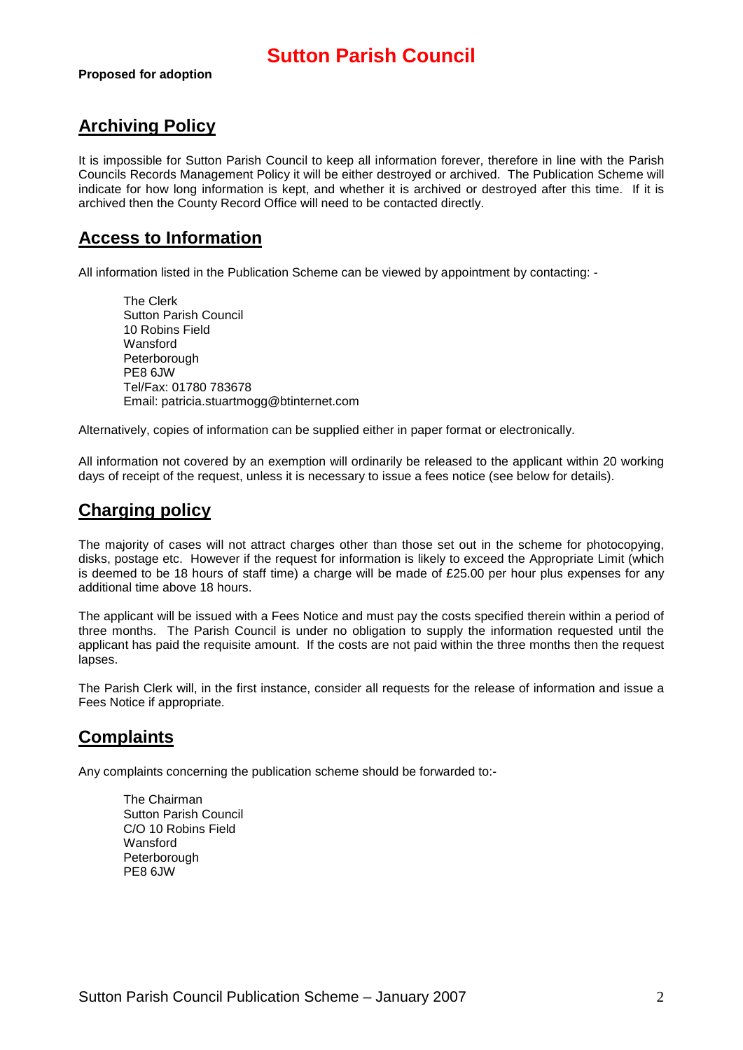# Sutton Parish Council

**Proposed for adoption**

## Archiving Policy

It is impossible for Sutton Parish Council to keep all information forever, therefore in line with the Parish Councils Records Management Policy it will be either destroyed or archived. The Publication Scheme will indicate for how long information is kept, and whether it is archived or destroyed after this time. If it is archived then the County Record Office will need to be contacted directly.

## Access to Information

All information listed in the Publication Scheme can be viewed by appointment by contacting: -

The Clerk
Sutton Parish Council
10 Robins Field
Wansford
Peterborough
PE8 6JW
Tel/Fax: 01780 783678
Email: patricia.stuartmogg@btinternet.com

Alternatively, copies of information can be supplied either in paper format or electronically.

All information not covered by an exemption will ordinarily be released to the applicant within 20 working days of receipt of the request, unless it is necessary to issue a fees notice (see below for details).

## Charging policy

The majority of cases will not attract charges other than those set out in the scheme for photocopying, disks, postage etc. However if the request for information is likely to exceed the Appropriate Limit (which is deemed to be 18 hours of staff time) a charge will be made of £25.00 per hour plus expenses for any additional time above 18 hours.

The applicant will be issued with a Fees Notice and must pay the costs specified therein within a period of three months. The Parish Council is under no obligation to supply the information requested until the applicant has paid the requisite amount. If the costs are not paid within the three months then the request lapses.

The Parish Clerk will, in the first instance, consider all requests for the release of information and issue a Fees Notice if appropriate.

## Complaints

Any complaints concerning the publication scheme should be forwarded to:-

The Chairman
Sutton Parish Council
C/O 10 Robins Field
Wansford
Peterborough
PE8 6JW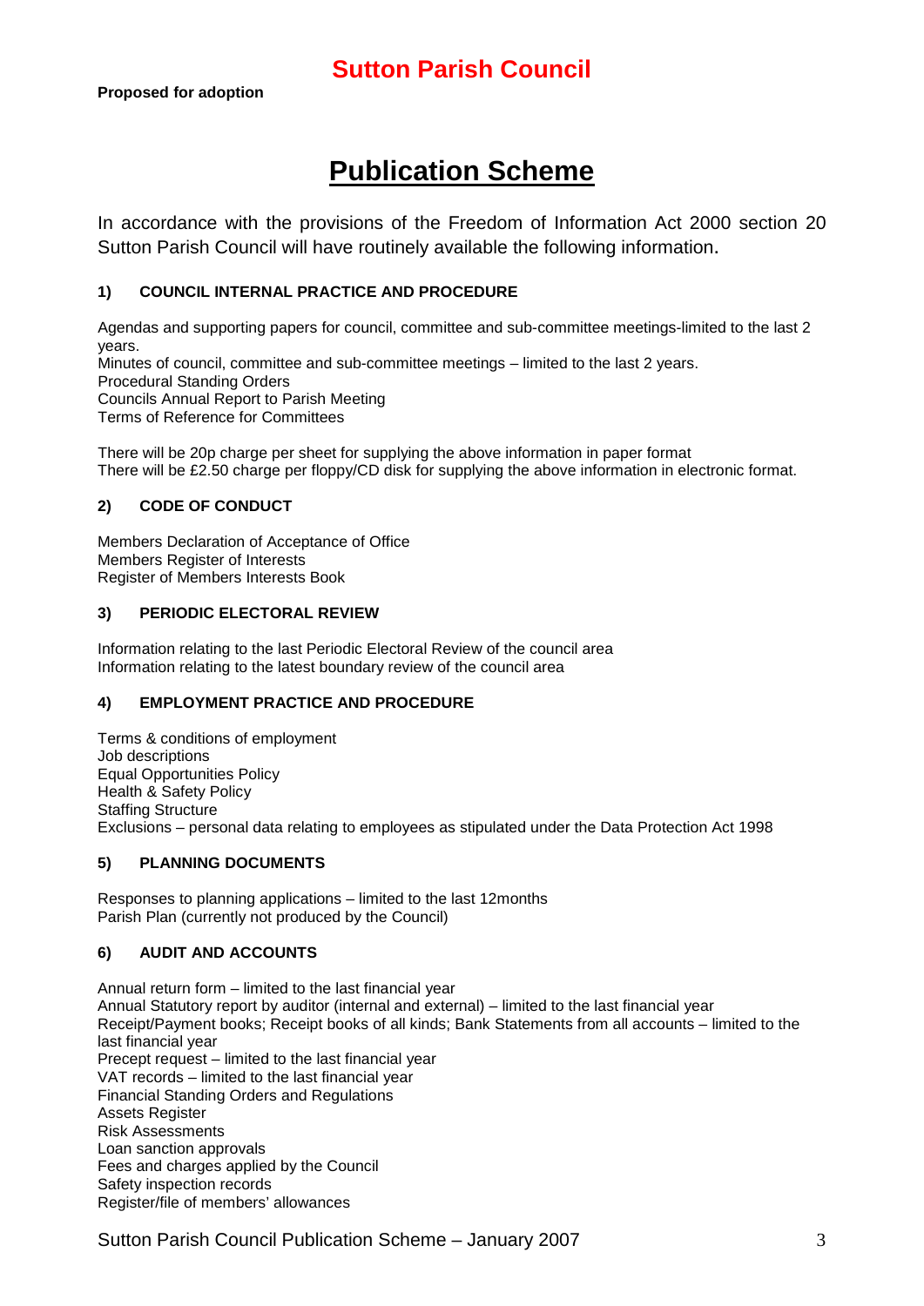# Sutton Parish Council

**Proposed for adoption**

# Publication Scheme

In accordance with the provisions of the Freedom of Information Act 2000 section 20 Sutton Parish Council will have routinely available the following information.

### 1) COUNCIL INTERNAL PRACTICE AND PROCEDURE

Agendas and supporting papers for council, committee and sub-committee meetings-limited to the last 2 years.
Minutes of council, committee and sub-committee meetings – limited to the last 2 years.
Procedural Standing Orders
Councils Annual Report to Parish Meeting
Terms of Reference for Committees

There will be 20p charge per sheet for supplying the above information in paper format
There will be £2.50 charge per floppy/CD disk for supplying the above information in electronic format.

### 2) CODE OF CONDUCT

Members Declaration of Acceptance of Office
Members Register of Interests
Register of Members Interests Book

### 3) PERIODIC ELECTORAL REVIEW

Information relating to the last Periodic Electoral Review of the council area
Information relating to the latest boundary review of the council area

### 4) EMPLOYMENT PRACTICE AND PROCEDURE

Terms & conditions of employment
Job descriptions
Equal Opportunities Policy
Health & Safety Policy
Staffing Structure
Exclusions – personal data relating to employees as stipulated under the Data Protection Act 1998

### 5) PLANNING DOCUMENTS

Responses to planning applications – limited to the last 12months
Parish Plan (currently not produced by the Council)

### 6) AUDIT AND ACCOUNTS

Annual return form – limited to the last financial year
Annual Statutory report by auditor (internal and external) – limited to the last financial year
Receipt/Payment books; Receipt books of all kinds; Bank Statements from all accounts – limited to the last financial year
Precept request – limited to the last financial year
VAT records – limited to the last financial year
Financial Standing Orders and Regulations
Assets Register
Risk Assessments
Loan sanction approvals
Fees and charges applied by the Council
Safety inspection records
Register/file of members' allowances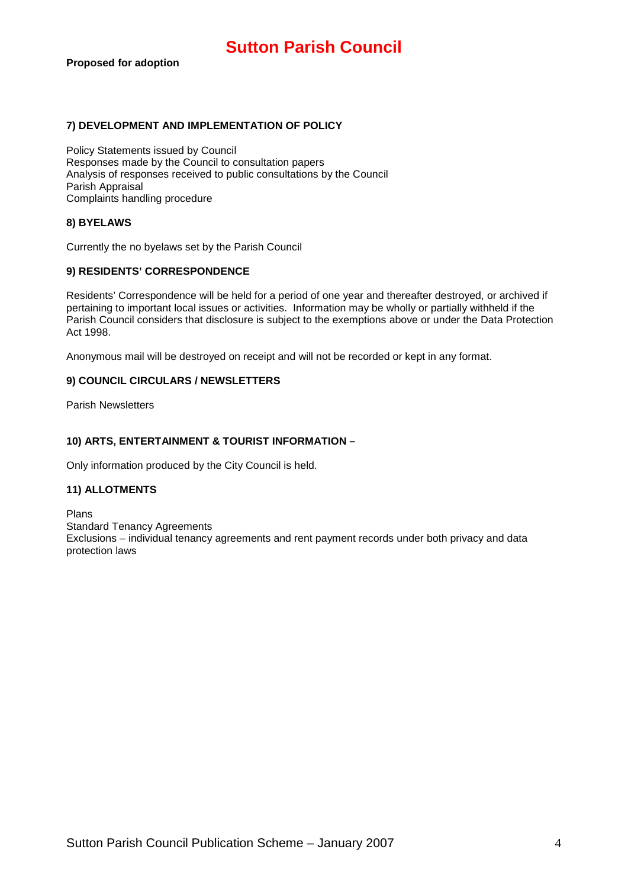**Proposed for adoption**

#### 7) DEVELOPMENT AND IMPLEMENTATION OF POLICY

Policy Statements issued by Council
Responses made by the Council to consultation papers
Analysis of responses received to public consultations by the Council
Parish Appraisal
Complaints handling procedure

#### 8) BYELAWS

Currently the no byelaws set by the Parish Council

#### 9) RESIDENTS' CORRESPONDENCE

Residents' Correspondence will be held for a period of one year and thereafter destroyed, or archived if pertaining to important local issues or activities. Information may be wholly or partially withheld if the Parish Council considers that disclosure is subject to the exemptions above or under the Data Protection Act 1998.

Anonymous mail will be destroyed on receipt and will not be recorded or kept in any format.

#### 9) COUNCIL CIRCULARS / NEWSLETTERS

Parish Newsletters

#### 10) ARTS, ENTERTAINMENT & TOURIST INFORMATION –

Only information produced by the City Council is held.

#### 11) ALLOTMENTS

Plans
Standard Tenancy Agreements
Exclusions – individual tenancy agreements and rent payment records under both privacy and data protection laws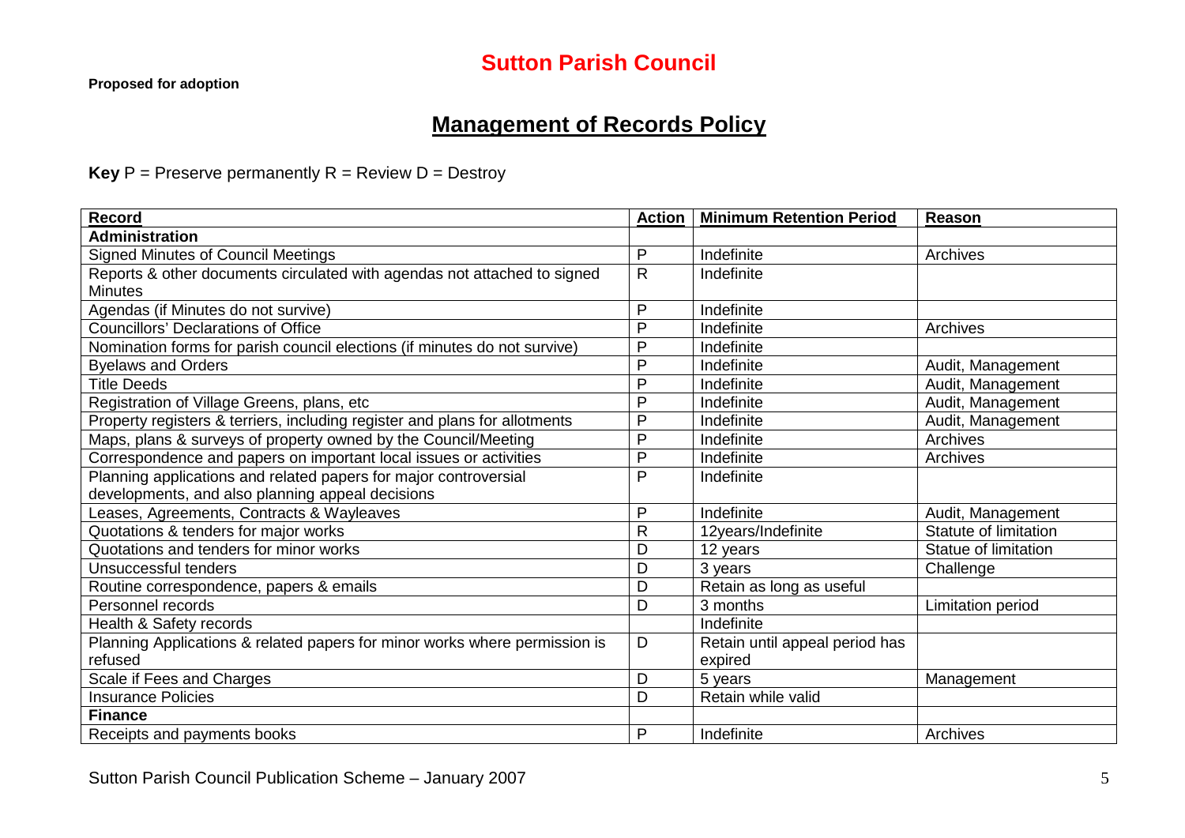# Sutton Parish Council

**Proposed for adoption**

## Management of Records Policy

**Key** P = Preserve permanently R = Review D = Destroy

| Record | Action | Minimum Retention Period | Reason |
|---|---|---|---|
| **Administration** | | | |
| Signed Minutes of Council Meetings | P | Indefinite | Archives |
| Reports & other documents circulated with agendas not attached to signed Minutes | R | Indefinite | |
| Agendas (if Minutes do not survive) | P | Indefinite | |
| Councillors' Declarations of Office | P | Indefinite | Archives |
| Nomination forms for parish council elections (if minutes do not survive) | P | Indefinite | |
| Byelaws and Orders | P | Indefinite | Audit, Management |
| Title Deeds | P | Indefinite | Audit, Management |
| Registration of Village Greens, plans, etc | P | Indefinite | Audit, Management |
| Property registers & terriers, including register and plans for allotments | P | Indefinite | Audit, Management |
| Maps, plans & surveys of property owned by the Council/Meeting | P | Indefinite | Archives |
| Correspondence and papers on important local issues or activities | P | Indefinite | Archives |
| Planning applications and related papers for major controversial developments, and also planning appeal decisions | P | Indefinite | |
| Leases, Agreements, Contracts & Wayleaves | P | Indefinite | Audit, Management |
| Quotations & tenders for major works | R | 12years/Indefinite | Statute of limitation |
| Quotations and tenders for minor works | D | 12 years | Statue of limitation |
| Unsuccessful tenders | D | 3 years | Challenge |
| Routine correspondence, papers & emails | D | Retain as long as useful | |
| Personnel records | D | 3 months | Limitation period |
| Health & Safety records | | Indefinite | |
| Planning Applications & related papers for minor works where permission is refused | D | Retain until appeal period has expired | |
| Scale if Fees and Charges | D | 5 years | Management |
| Insurance Policies | D | Retain while valid | |
| **Finance** | | | |
| Receipts and payments books | P | Indefinite | Archives |

Sutton Parish Council Publication Scheme – January 2007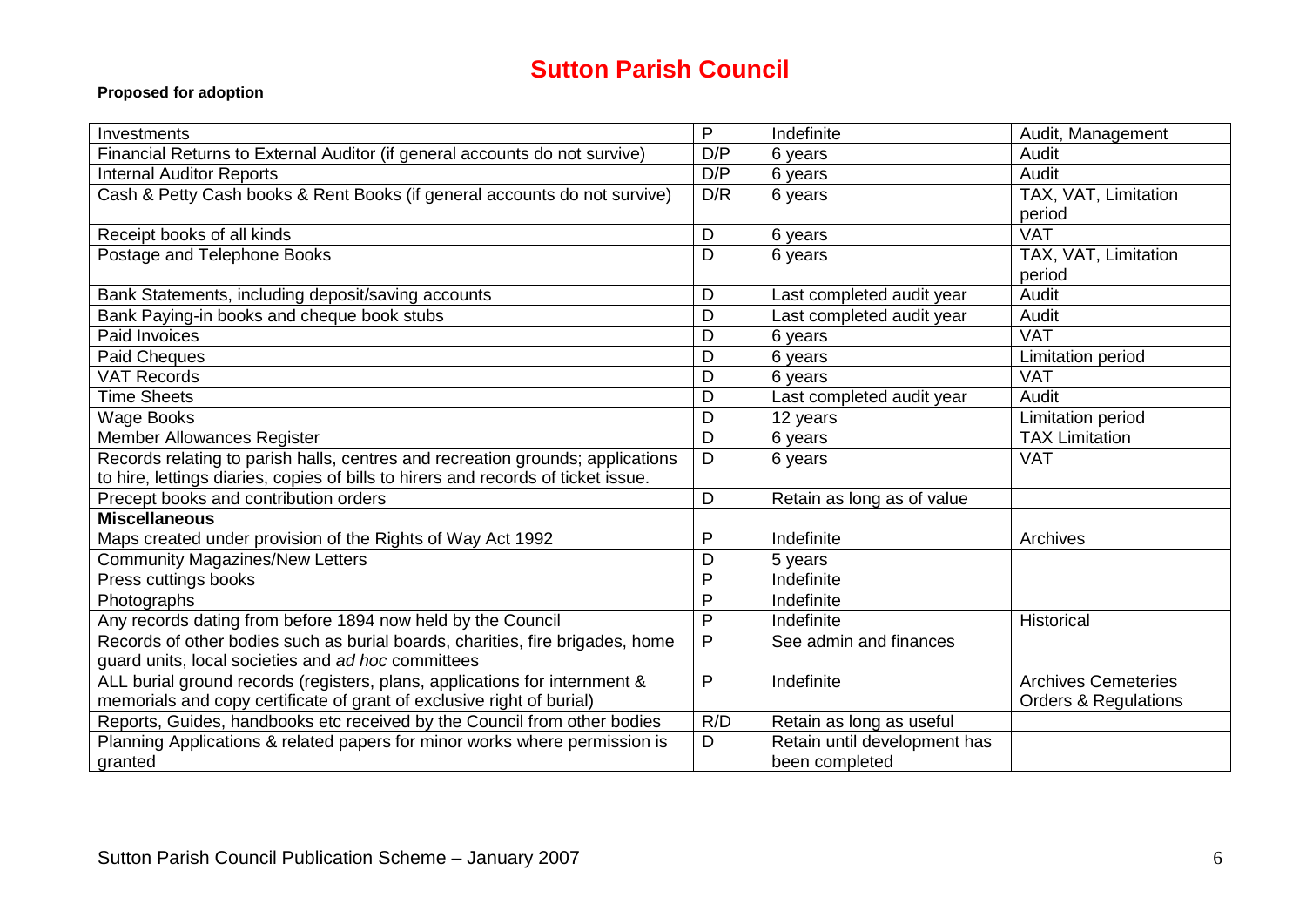# Sutton Parish Council

**Proposed for adoption**

| | | | |
|---|---|---|---|
| Investments | P | Indefinite | Audit, Management |
| Financial Returns to External Auditor (if general accounts do not survive) | D/P | 6 years | Audit |
| Internal Auditor Reports | D/P | 6 years | Audit |
| Cash & Petty Cash books & Rent Books (if general accounts do not survive) | D/R | 6 years | TAX, VAT, Limitation period |
| Receipt books of all kinds | D | 6 years | VAT |
| Postage and Telephone Books | D | 6 years | TAX, VAT, Limitation period |
| Bank Statements, including deposit/saving accounts | D | Last completed audit year | Audit |
| Bank Paying-in books and cheque book stubs | D | Last completed audit year | Audit |
| Paid Invoices | D | 6 years | VAT |
| Paid Cheques | D | 6 years | Limitation period |
| VAT Records | D | 6 years | VAT |
| Time Sheets | D | Last completed audit year | Audit |
| Wage Books | D | 12 years | Limitation period |
| Member Allowances Register | D | 6 years | TAX Limitation |
| Records relating to parish halls, centres and recreation grounds; applications to hire, lettings diaries, copies of bills to hirers and records of ticket issue. | D | 6 years | VAT |
| Precept books and contribution orders | D | Retain as long as of value | |
| **Miscellaneous** | | | |
| Maps created under provision of the Rights of Way Act 1992 | P | Indefinite | Archives |
| Community Magazines/New Letters | D | 5 years | |
| Press cuttings books | P | Indefinite | |
| Photographs | P | Indefinite | |
| Any records dating from before 1894 now held by the Council | P | Indefinite | Historical |
| Records of other bodies such as burial boards, charities, fire brigades, home guard units, local societies and *ad hoc* committees | P | See admin and finances | |
| ALL burial ground records (registers, plans, applications for internment & memorials and copy certificate of grant of exclusive right of burial) | P | Indefinite | Archives Cemeteries Orders & Regulations |
| Reports, Guides, handbooks etc received by the Council from other bodies | R/D | Retain as long as useful | |
| Planning Applications & related papers for minor works where permission is granted | D | Retain until development has been completed | |

Sutton Parish Council Publication Scheme – January 2007